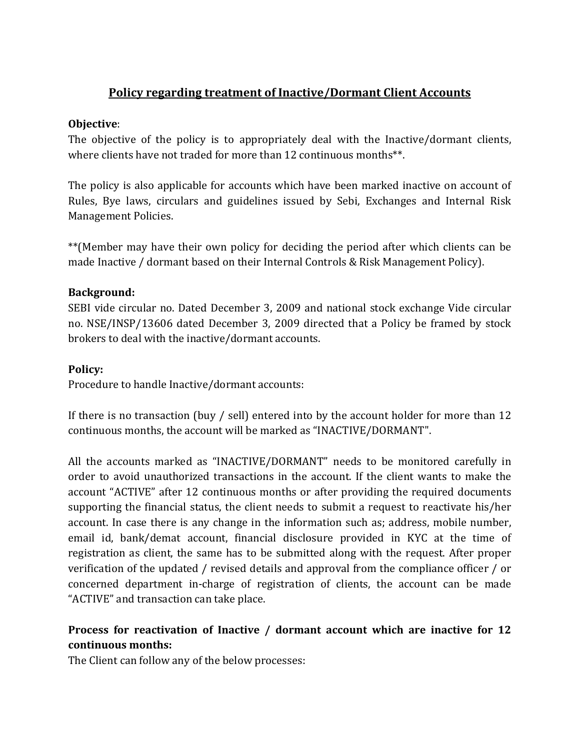# Policy regarding treatment of Inactive/Dormant Client Accounts

**Objective**:
The objective of the policy is to appropriately deal with the Inactive/dormant clients, where clients have not traded for more than 12 continuous months**.

The policy is also applicable for accounts which have been marked inactive on account of Rules, Bye laws, circulars and guidelines issued by Sebi, Exchanges and Internal Risk Management Policies.

**(Member may have their own policy for deciding the period after which clients can be made Inactive / dormant based on their Internal Controls & Risk Management Policy).

**Background:**
SEBI vide circular no. Dated December 3, 2009 and national stock exchange Vide circular no. NSE/INSP/13606 dated December 3, 2009 directed that a Policy be framed by stock brokers to deal with the inactive/dormant accounts.

**Policy:**
Procedure to handle Inactive/dormant accounts:

If there is no transaction (buy / sell) entered into by the account holder for more than 12 continuous months, the account will be marked as "INACTIVE/DORMANT".

All the accounts marked as "INACTIVE/DORMANT" needs to be monitored carefully in order to avoid unauthorized transactions in the account. If the client wants to make the account "ACTIVE" after 12 continuous months or after providing the required documents supporting the financial status, the client needs to submit a request to reactivate his/her account. In case there is any change in the information such as; address, mobile number, email id, bank/demat account, financial disclosure provided in KYC at the time of registration as client, the same has to be submitted along with the request. After proper verification of the updated / revised details and approval from the compliance officer / or concerned department in-charge of registration of clients, the account can be made "ACTIVE" and transaction can take place.

**Process for reactivation of Inactive / dormant account which are inactive for 12 continuous months:**
The Client can follow any of the below processes: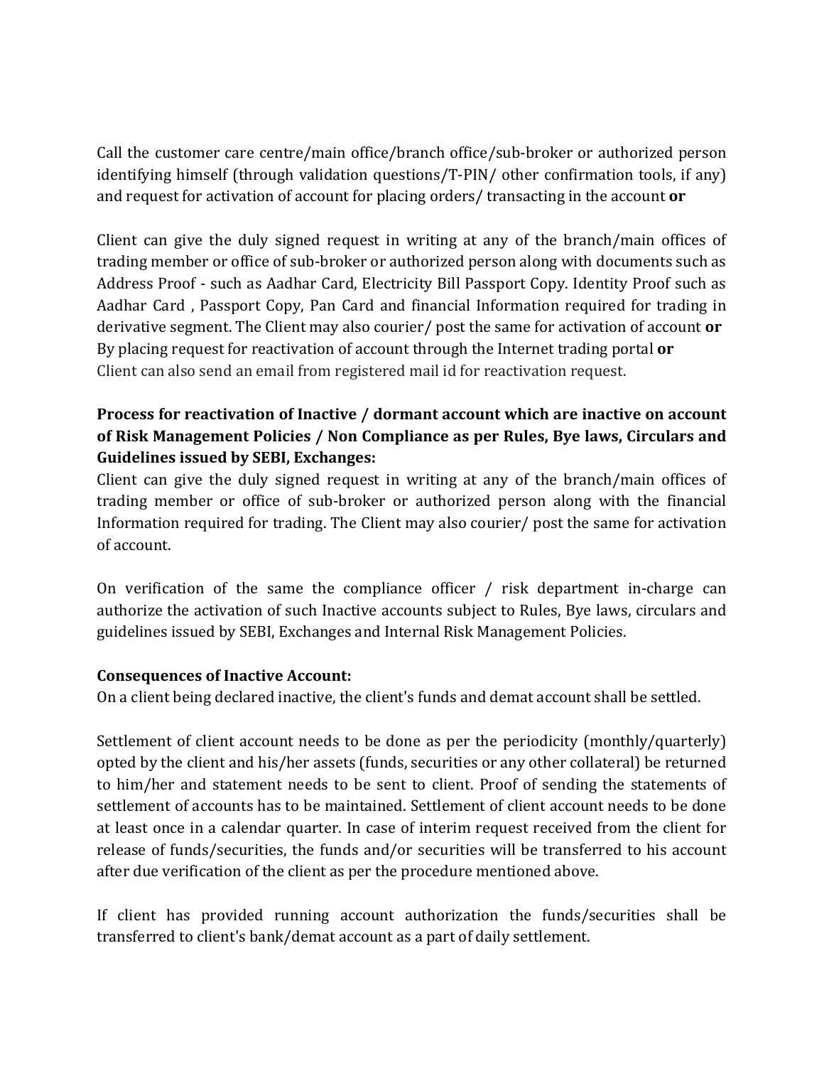Call the customer care centre/main office/branch office/sub-broker or authorized person identifying himself (through validation questions/T-PIN/ other confirmation tools, if any) and request for activation of account for placing orders/ transacting in the account **or**

Client can give the duly signed request in writing at any of the branch/main offices of trading member or office of sub-broker or authorized person along with documents such as Address Proof - such as Aadhar Card, Electricity Bill Passport Copy. Identity Proof such as Aadhar Card , Passport Copy, Pan Card and financial Information required for trading in derivative segment. The Client may also courier/ post the same for activation of account **or**
By placing request for reactivation of account through the Internet trading portal **or**
Client can also send an email from registered mail id for reactivation request.

**Process for reactivation of Inactive / dormant account which are inactive on account of Risk Management Policies / Non Compliance as per Rules, Bye laws, Circulars and Guidelines issued by SEBI, Exchanges:**
Client can give the duly signed request in writing at any of the branch/main offices of trading member or office of sub-broker or authorized person along with the financial Information required for trading. The Client may also courier/ post the same for activation of account.

On verification of the same the compliance officer / risk department in-charge can authorize the activation of such Inactive accounts subject to Rules, Bye laws, circulars and guidelines issued by SEBI, Exchanges and Internal Risk Management Policies.

**Consequences of Inactive Account:**
On a client being declared inactive, the client's funds and demat account shall be settled.

Settlement of client account needs to be done as per the periodicity (monthly/quarterly) opted by the client and his/her assets (funds, securities or any other collateral) be returned to him/her and statement needs to be sent to client. Proof of sending the statements of settlement of accounts has to be maintained. Settlement of client account needs to be done at least once in a calendar quarter. In case of interim request received from the client for release of funds/securities, the funds and/or securities will be transferred to his account after due verification of the client as per the procedure mentioned above.

If client has provided running account authorization the funds/securities shall be transferred to client's bank/demat account as a part of daily settlement.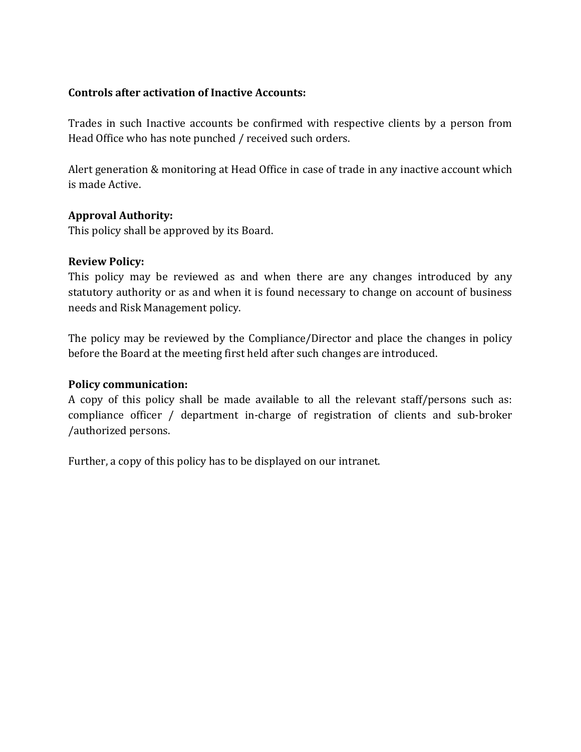**Controls after activation of Inactive Accounts:**

Trades in such Inactive accounts be confirmed with respective clients by a person from Head Office who has note punched / received such orders.

Alert generation & monitoring at Head Office in case of trade in any inactive account which is made Active.

**Approval Authority:**
This policy shall be approved by its Board.

**Review Policy:**
This policy may be reviewed as and when there are any changes introduced by any statutory authority or as and when it is found necessary to change on account of business needs and Risk Management policy.

The policy may be reviewed by the Compliance/Director and place the changes in policy before the Board at the meeting first held after such changes are introduced.

**Policy communication:**
A copy of this policy shall be made available to all the relevant staff/persons such as: compliance officer / department in-charge of registration of clients and sub-broker /authorized persons.

Further, a copy of this policy has to be displayed on our intranet.